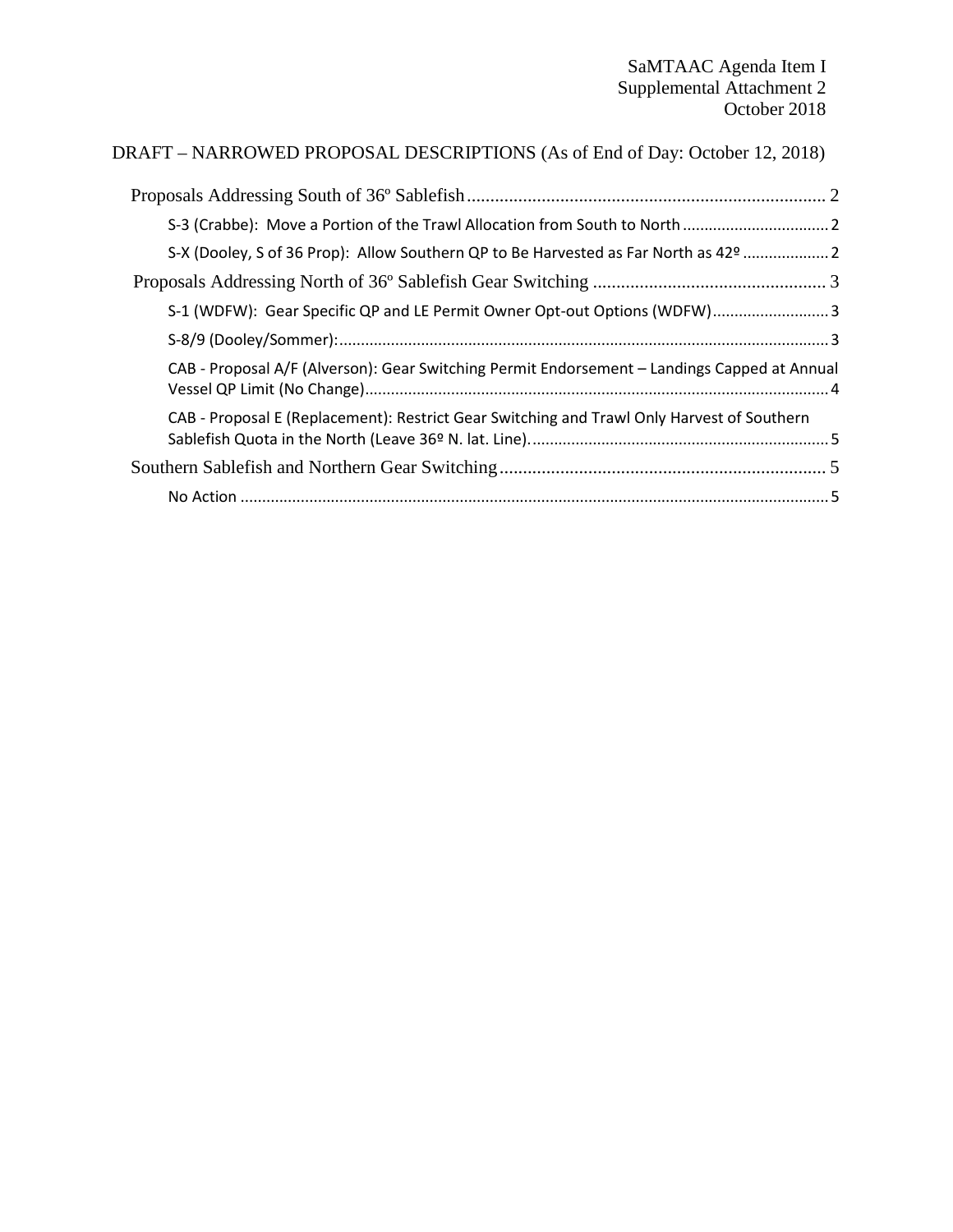SaMTAAC Agenda Item I
Supplemental Attachment 2
October 2018

DRAFT – NARROWED PROPOSAL DESCRIPTIONS (As of End of Day: October 12, 2018)

Proposals Addressing South of 36º Sablefish .......... 2

- S-3 (Crabbe): Move a Portion of the Trawl Allocation from South to North .......... 2
- S-X (Dooley, S of 36 Prop): Allow Southern QP to Be Harvested as Far North as 42º .......... 2

Proposals Addressing North of 36º Sablefish Gear Switching .......... 3

- S-1 (WDFW): Gear Specific QP and LE Permit Owner Opt-out Options (WDFW) .......... 3
- S-8/9 (Dooley/Sommer): .......... 3
- CAB - Proposal A/F (Alverson): Gear Switching Permit Endorsement – Landings Capped at Annual Vessel QP Limit (No Change) .......... 4
- CAB - Proposal E (Replacement): Restrict Gear Switching and Trawl Only Harvest of Southern Sablefish Quota in the North (Leave 36º N. lat. Line). .......... 5

Southern Sablefish and Northern Gear Switching .......... 5

- No Action .......... 5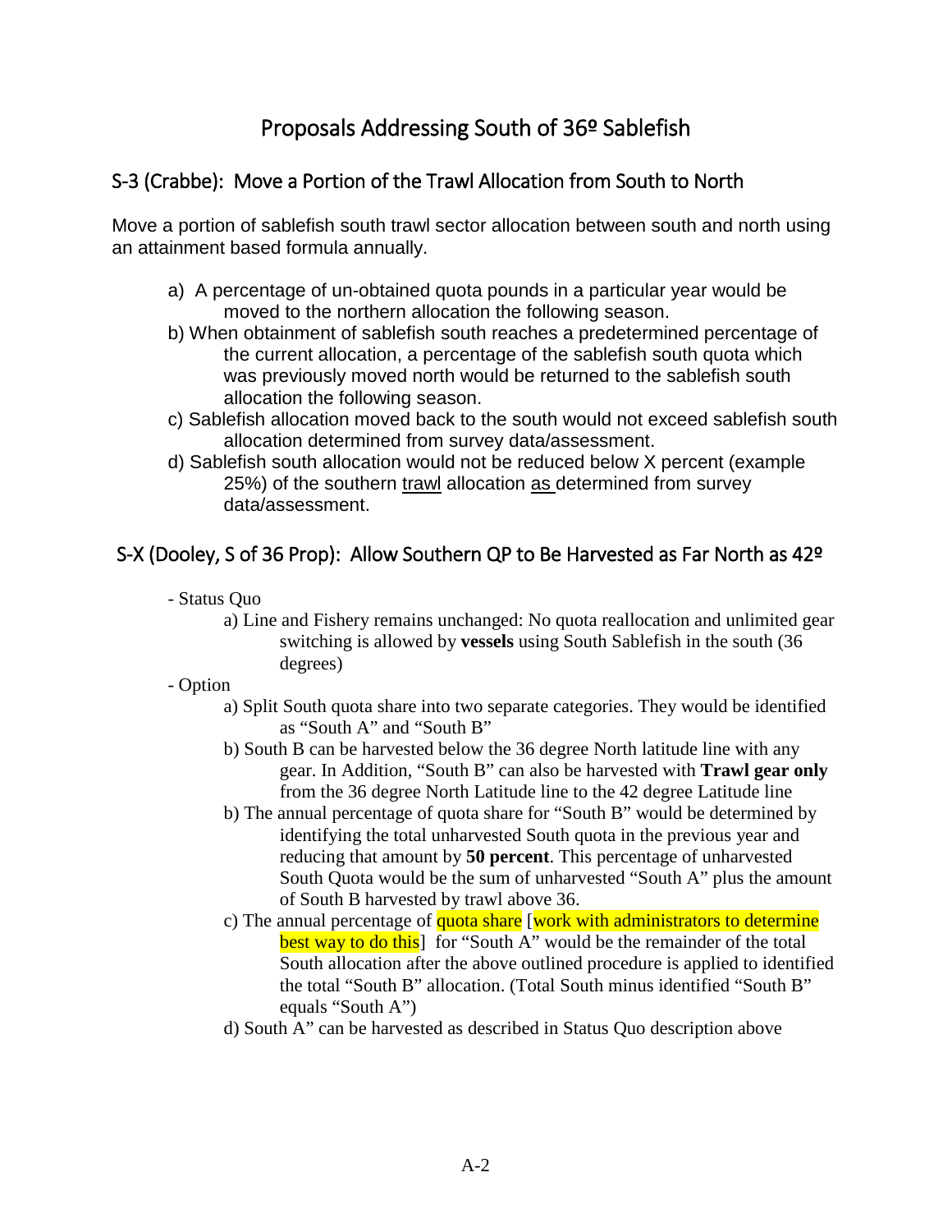# Proposals Addressing South of 36º Sablefish

## S-3 (Crabbe): Move a Portion of the Trawl Allocation from South to North

Move a portion of sablefish south trawl sector allocation between south and north using an attainment based formula annually.

a) A percentage of un-obtained quota pounds in a particular year would be moved to the northern allocation the following season.

b) When obtainment of sablefish south reaches a predetermined percentage of the current allocation, a percentage of the sablefish south quota which was previously moved north would be returned to the sablefish south allocation the following season.

c) Sablefish allocation moved back to the south would not exceed sablefish south allocation determined from survey data/assessment.

d) Sablefish south allocation would not be reduced below X percent (example 25%) of the southern trawl allocation as determined from survey data/assessment.

## S-X (Dooley, S of 36 Prop): Allow Southern QP to Be Harvested as Far North as 42º

- Status Quo
  - a) Line and Fishery remains unchanged: No quota reallocation and unlimited gear switching is allowed by **vessels** using South Sablefish in the south (36 degrees)
- Option
  - a) Split South quota share into two separate categories. They would be identified as "South A" and "South B"
  - b) South B can be harvested below the 36 degree North latitude line with any gear. In Addition, "South B" can also be harvested with **Trawl gear only** from the 36 degree North Latitude line to the 42 degree Latitude line
  - b) The annual percentage of quota share for "South B" would be determined by identifying the total unharvested South quota in the previous year and reducing that amount by **50 percent**. This percentage of unharvested South Quota would be the sum of unharvested "South A" plus the amount of South B harvested by trawl above 36.
  - c) The annual percentage of quota share [work with administrators to determine best way to do this] for "South A" would be the remainder of the total South allocation after the above outlined procedure is applied to identified the total "South B" allocation. (Total South minus identified "South B" equals "South A")
  - d) South A" can be harvested as described in Status Quo description above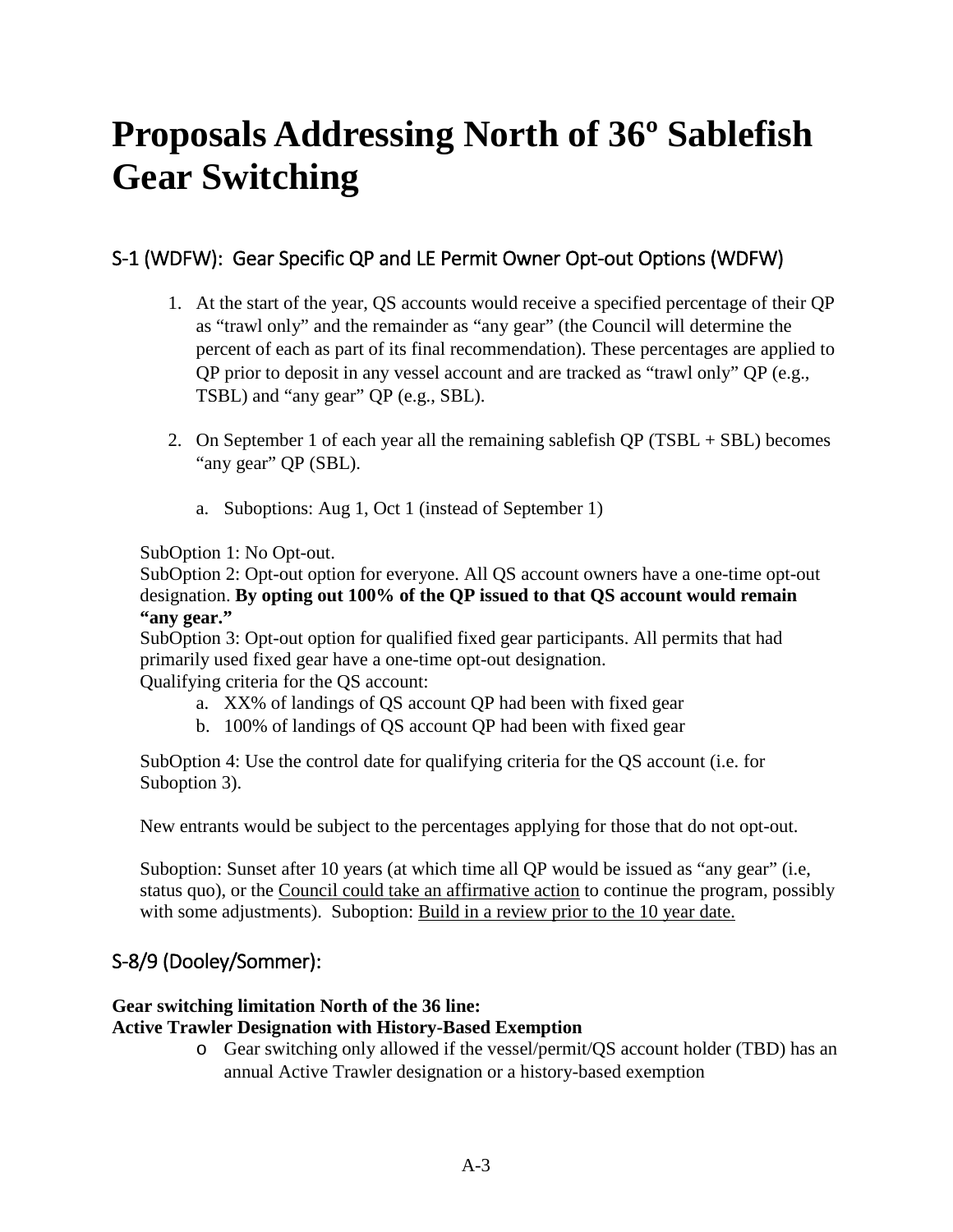# Proposals Addressing North of 36º Sablefish Gear Switching

## S-1 (WDFW): Gear Specific QP and LE Permit Owner Opt-out Options (WDFW)

1. At the start of the year, QS accounts would receive a specified percentage of their QP as "trawl only" and the remainder as "any gear" (the Council will determine the percent of each as part of its final recommendation). These percentages are applied to QP prior to deposit in any vessel account and are tracked as "trawl only" QP (e.g., TSBL) and "any gear" QP (e.g., SBL).

2. On September 1 of each year all the remaining sablefish QP (TSBL + SBL) becomes "any gear" QP (SBL).

   a. Suboptions: Aug 1, Oct 1 (instead of September 1)

SubOption 1: No Opt-out.
SubOption 2: Opt-out option for everyone. All QS account owners have a one-time opt-out designation. **By opting out 100% of the QP issued to that QS account would remain "any gear."**
SubOption 3: Opt-out option for qualified fixed gear participants. All permits that had primarily used fixed gear have a one-time opt-out designation.
Qualifying criteria for the QS account:

   a. XX% of landings of QS account QP had been with fixed gear
   b. 100% of landings of QS account QP had been with fixed gear

SubOption 4: Use the control date for qualifying criteria for the QS account (i.e. for Suboption 3).

New entrants would be subject to the percentages applying for those that do not opt-out.

Suboption: Sunset after 10 years (at which time all QP would be issued as "any gear" (i.e, status quo), or the <u>Council could take an affirmative action</u> to continue the program, possibly with some adjustments). Suboption: <u>Build in a review prior to the 10 year date.</u>

## S-8/9 (Dooley/Sommer):

**Gear switching limitation North of the 36 line:**
**Active Trawler Designation with History-Based Exemption**

- Gear switching only allowed if the vessel/permit/QS account holder (TBD) has an annual Active Trawler designation or a history-based exemption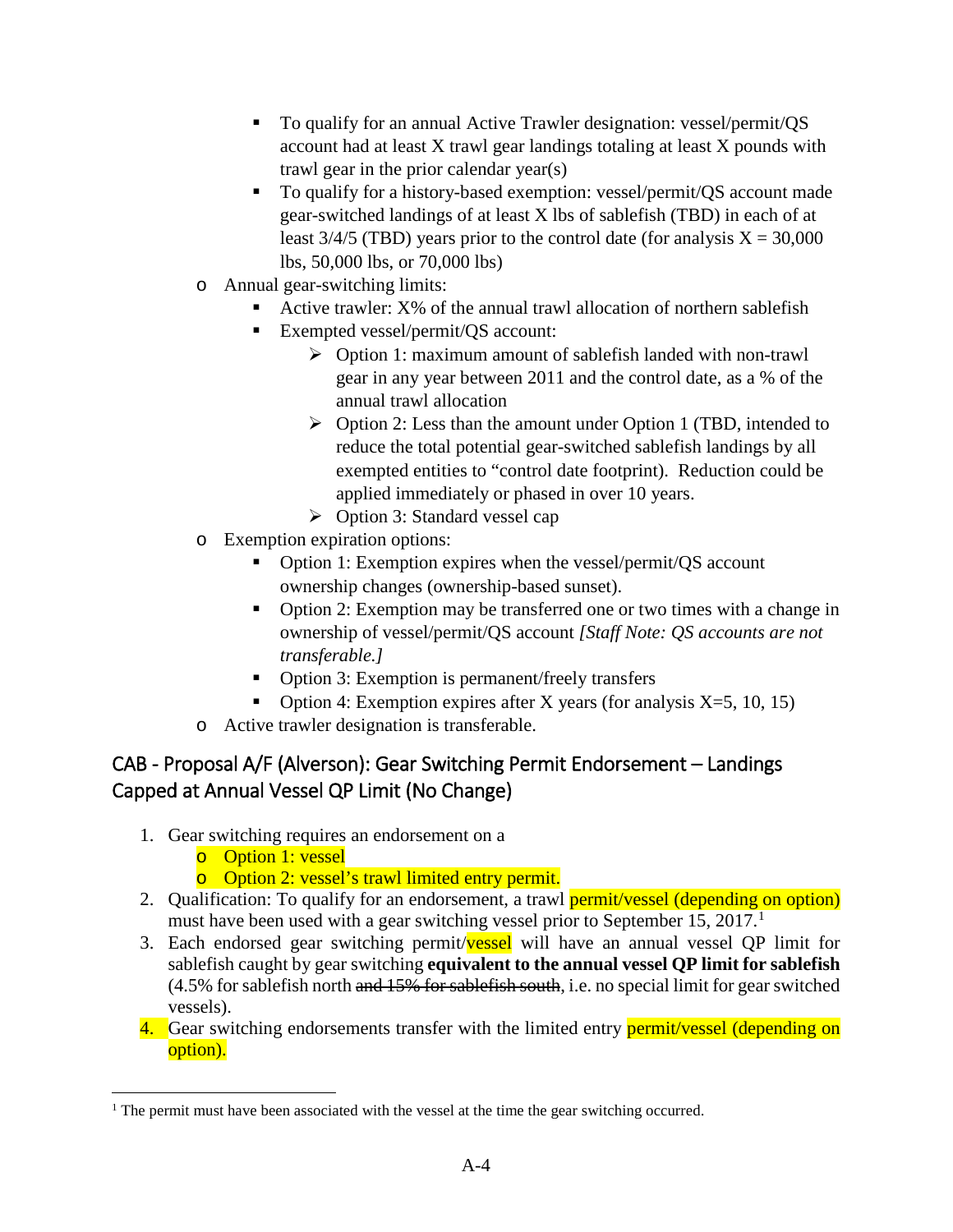- To qualify for an annual Active Trawler designation: vessel/permit/QS account had at least X trawl gear landings totaling at least X pounds with trawl gear in the prior calendar year(s)
    - To qualify for a history-based exemption: vessel/permit/QS account made gear-switched landings of at least X lbs of sablefish (TBD) in each of at least 3/4/5 (TBD) years prior to the control date (for analysis X = 30,000 lbs, 50,000 lbs, or 70,000 lbs)
  - Annual gear-switching limits:
    - Active trawler: X% of the annual trawl allocation of northern sablefish
    - Exempted vessel/permit/QS account:
      - Option 1: maximum amount of sablefish landed with non-trawl gear in any year between 2011 and the control date, as a % of the annual trawl allocation
      - Option 2: Less than the amount under Option 1 (TBD, intended to reduce the total potential gear-switched sablefish landings by all exempted entities to “control date footprint). Reduction could be applied immediately or phased in over 10 years.
      - Option 3: Standard vessel cap
  - Exemption expiration options:
    - Option 1: Exemption expires when the vessel/permit/QS account ownership changes (ownership-based sunset).
    - Option 2: Exemption may be transferred one or two times with a change in ownership of vessel/permit/QS account *[Staff Note: QS accounts are not transferable.]*
    - Option 3: Exemption is permanent/freely transfers
    - Option 4: Exemption expires after X years (for analysis X=5, 10, 15)
  - Active trawler designation is transferable.

## CAB - Proposal A/F (Alverson): Gear Switching Permit Endorsement – Landings Capped at Annual Vessel QP Limit (No Change)

1. Gear switching requires an endorsement on a
   - Option 1: vessel
   - Option 2: vessel’s trawl limited entry permit.
2. Qualification: To qualify for an endorsement, a trawl permit/vessel (depending on option) must have been used with a gear switching vessel prior to September 15, 2017.[1]
3. Each endorsed gear switching permit/vessel will have an annual vessel QP limit for sablefish caught by gear switching **equivalent to the annual vessel QP limit for sablefish** (4.5% for sablefish north ~~and 15% for sablefish south~~, i.e. no special limit for gear switched vessels).
4. Gear switching endorsements transfer with the limited entry permit/vessel (depending on option).

[1] The permit must have been associated with the vessel at the time the gear switching occurred.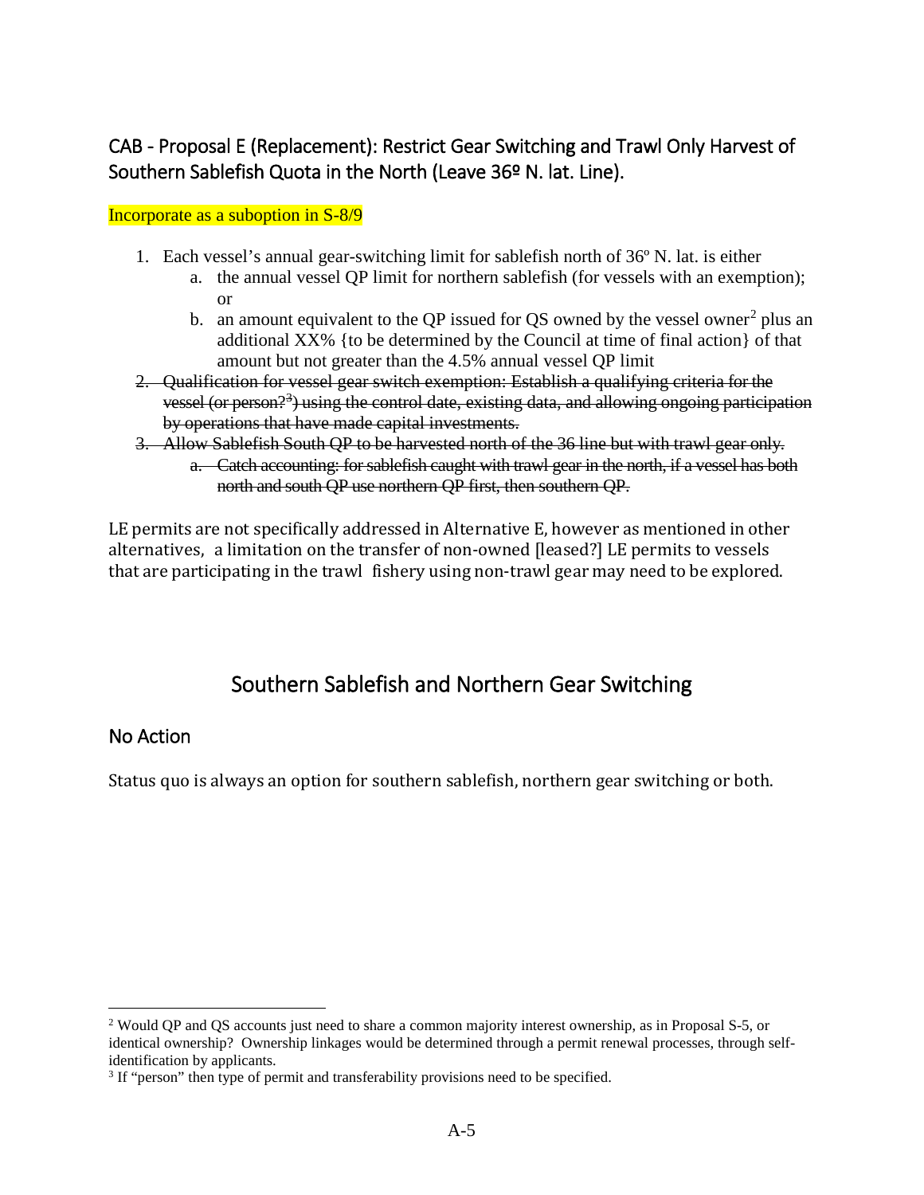## CAB - Proposal E (Replacement): Restrict Gear Switching and Trawl Only Harvest of Southern Sablefish Quota in the North (Leave 36º N. lat. Line).

Incorporate as a suboption in S-8/9

1. Each vessel's annual gear-switching limit for sablefish north of 36º N. lat. is either
   a. the annual vessel QP limit for northern sablefish (for vessels with an exemption); or
   b. an amount equivalent to the QP issued for QS owned by the vessel owner[2] plus an additional XX% {to be determined by the Council at time of final action} of that amount but not greater than the 4.5% annual vessel QP limit
2. ~~Qualification for vessel gear switch exemption: Establish a qualifying criteria for the vessel (or person?[3]) using the control date, existing data, and allowing ongoing participation by operations that have made capital investments.~~
3. ~~Allow Sablefish South QP to be harvested north of the 36 line but with trawl gear only.~~
   a. ~~Catch accounting: for sablefish caught with trawl gear in the north, if a vessel has both north and south QP use northern QP first, then southern QP.~~

LE permits are not specifically addressed in Alternative E, however as mentioned in other alternatives, a limitation on the transfer of non-owned [leased?] LE permits to vessels that are participating in the trawl fishery using non-trawl gear may need to be explored.

# Southern Sablefish and Northern Gear Switching

## No Action

Status quo is always an option for southern sablefish, northern gear switching or both.

---

[2] Would QP and QS accounts just need to share a common majority interest ownership, as in Proposal S-5, or identical ownership? Ownership linkages would be determined through a permit renewal processes, through self-identification by applicants.

[3] If "person" then type of permit and transferability provisions need to be specified.